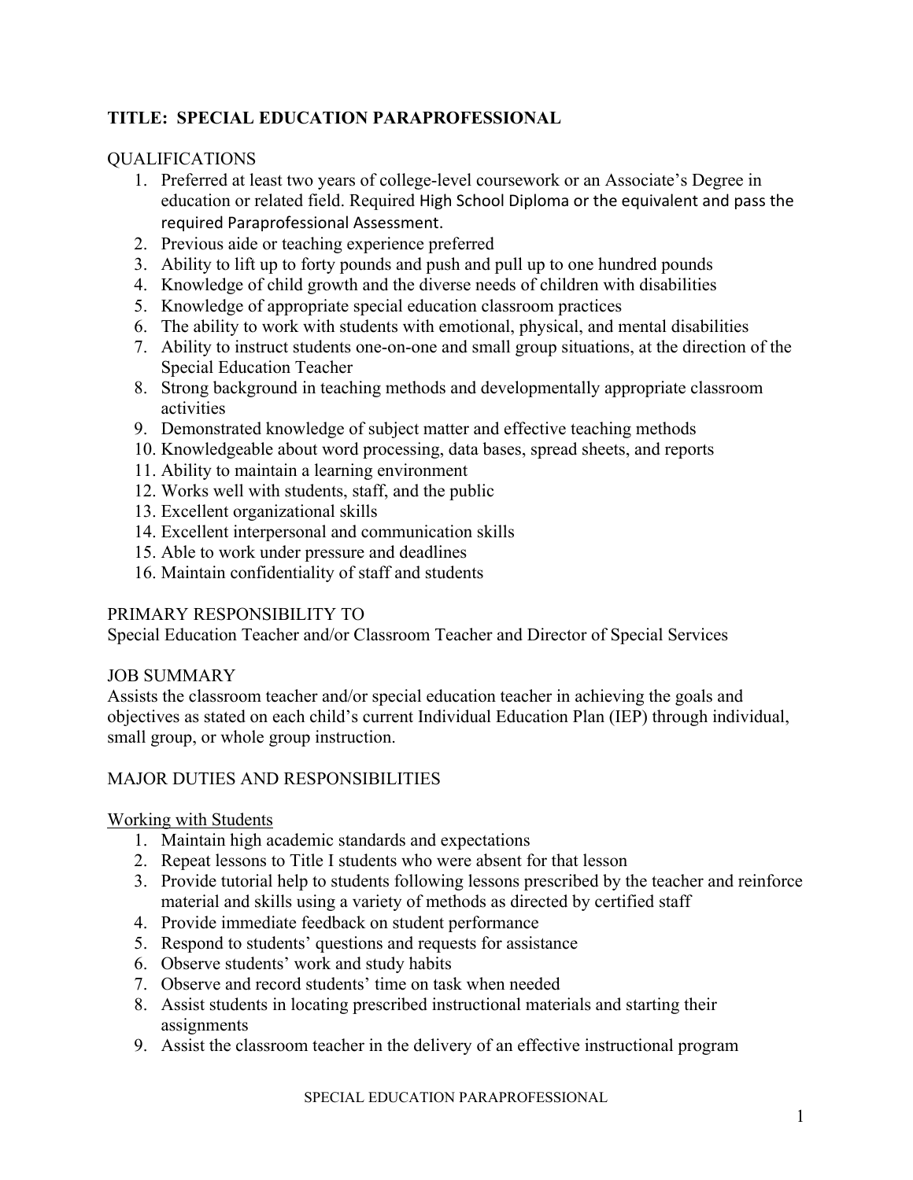## TITLE: SPECIAL EDUCATION PARAPROFESSIONAL

### QUALIFICATIONS

1. Preferred at least two years of college-level coursework or an Associate's Degree in education or related field. Required High School Diploma or the equivalent and pass the required Paraprofessional Assessment.
2. Previous aide or teaching experience preferred
3. Ability to lift up to forty pounds and push and pull up to one hundred pounds
4. Knowledge of child growth and the diverse needs of children with disabilities
5. Knowledge of appropriate special education classroom practices
6. The ability to work with students with emotional, physical, and mental disabilities
7. Ability to instruct students one-on-one and small group situations, at the direction of the Special Education Teacher
8. Strong background in teaching methods and developmentally appropriate classroom activities
9. Demonstrated knowledge of subject matter and effective teaching methods
10. Knowledgeable about word processing, data bases, spread sheets, and reports
11. Ability to maintain a learning environment
12. Works well with students, staff, and the public
13. Excellent organizational skills
14. Excellent interpersonal and communication skills
15. Able to work under pressure and deadlines
16. Maintain confidentiality of staff and students

### PRIMARY RESPONSIBILITY TO

Special Education Teacher and/or Classroom Teacher and Director of Special Services

### JOB SUMMARY

Assists the classroom teacher and/or special education teacher in achieving the goals and objectives as stated on each child's current Individual Education Plan (IEP) through individual, small group, or whole group instruction.

### MAJOR DUTIES AND RESPONSIBILITIES

<u>Working with Students</u>

1. Maintain high academic standards and expectations
2. Repeat lessons to Title I students who were absent for that lesson
3. Provide tutorial help to students following lessons prescribed by the teacher and reinforce material and skills using a variety of methods as directed by certified staff
4. Provide immediate feedback on student performance
5. Respond to students' questions and requests for assistance
6. Observe students' work and study habits
7. Observe and record students' time on task when needed
8. Assist students in locating prescribed instructional materials and starting their assignments
9. Assist the classroom teacher in the delivery of an effective instructional program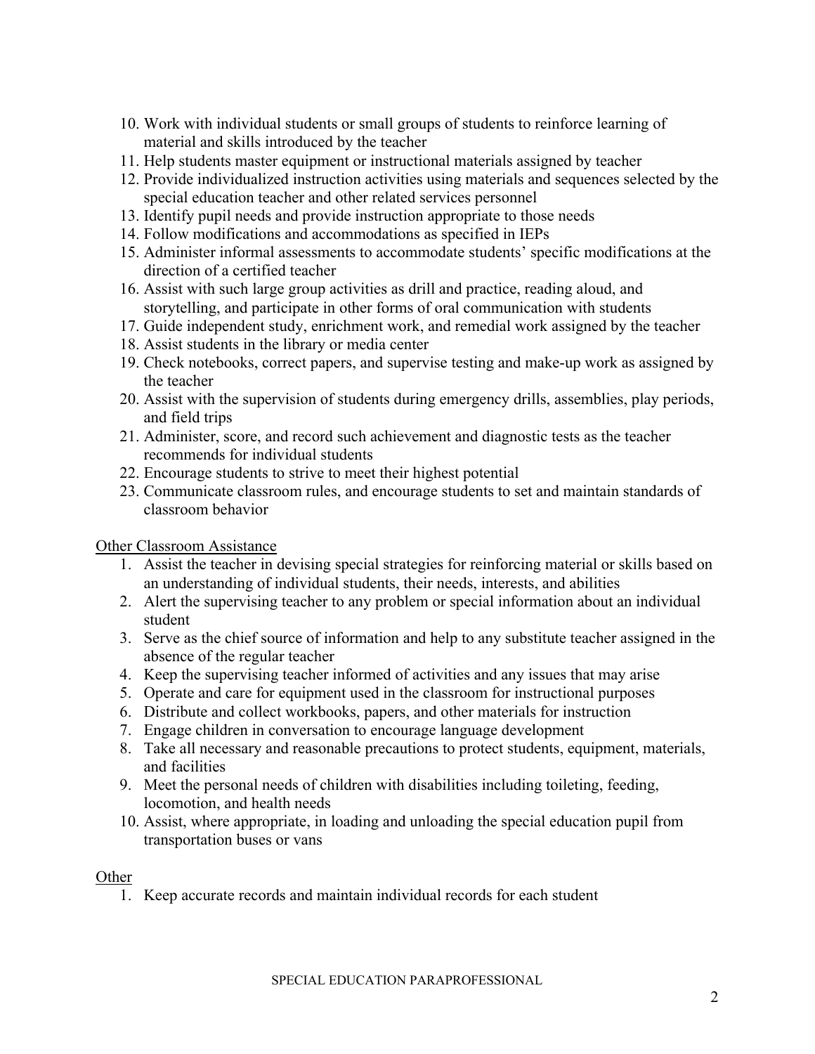10. Work with individual students or small groups of students to reinforce learning of material and skills introduced by the teacher
11. Help students master equipment or instructional materials assigned by teacher
12. Provide individualized instruction activities using materials and sequences selected by the special education teacher and other related services personnel
13. Identify pupil needs and provide instruction appropriate to those needs
14. Follow modifications and accommodations as specified in IEPs
15. Administer informal assessments to accommodate students' specific modifications at the direction of a certified teacher
16. Assist with such large group activities as drill and practice, reading aloud, and storytelling, and participate in other forms of oral communication with students
17. Guide independent study, enrichment work, and remedial work assigned by the teacher
18. Assist students in the library or media center
19. Check notebooks, correct papers, and supervise testing and make-up work as assigned by the teacher
20. Assist with the supervision of students during emergency drills, assemblies, play periods, and field trips
21. Administer, score, and record such achievement and diagnostic tests as the teacher recommends for individual students
22. Encourage students to strive to meet their highest potential
23. Communicate classroom rules, and encourage students to set and maintain standards of classroom behavior

<u>Other Classroom Assistance</u>

1. Assist the teacher in devising special strategies for reinforcing material or skills based on an understanding of individual students, their needs, interests, and abilities
2. Alert the supervising teacher to any problem or special information about an individual student
3. Serve as the chief source of information and help to any substitute teacher assigned in the absence of the regular teacher
4. Keep the supervising teacher informed of activities and any issues that may arise
5. Operate and care for equipment used in the classroom for instructional purposes
6. Distribute and collect workbooks, papers, and other materials for instruction
7. Engage children in conversation to encourage language development
8. Take all necessary and reasonable precautions to protect students, equipment, materials, and facilities
9. Meet the personal needs of children with disabilities including toileting, feeding, locomotion, and health needs
10. Assist, where appropriate, in loading and unloading the special education pupil from transportation buses or vans

<u>Other</u>

1. Keep accurate records and maintain individual records for each student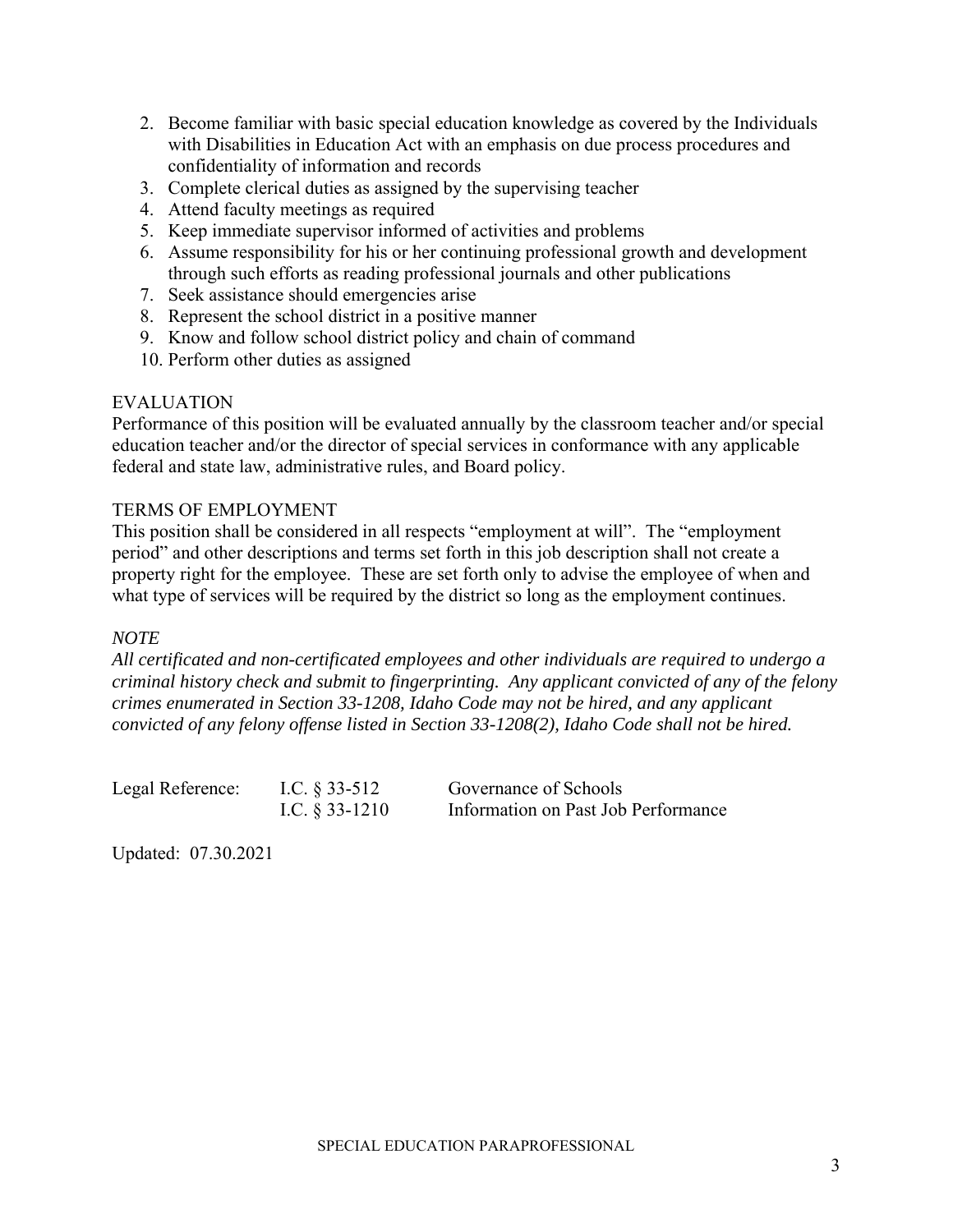2. Become familiar with basic special education knowledge as covered by the Individuals with Disabilities in Education Act with an emphasis on due process procedures and confidentiality of information and records
3. Complete clerical duties as assigned by the supervising teacher
4. Attend faculty meetings as required
5. Keep immediate supervisor informed of activities and problems
6. Assume responsibility for his or her continuing professional growth and development through such efforts as reading professional journals and other publications
7. Seek assistance should emergencies arise
8. Represent the school district in a positive manner
9. Know and follow school district policy and chain of command
10. Perform other duties as assigned

## EVALUATION

Performance of this position will be evaluated annually by the classroom teacher and/or special education teacher and/or the director of special services in conformance with any applicable federal and state law, administrative rules, and Board policy.

## TERMS OF EMPLOYMENT

This position shall be considered in all respects "employment at will". The "employment period" and other descriptions and terms set forth in this job description shall not create a property right for the employee. These are set forth only to advise the employee of when and what type of services will be required by the district so long as the employment continues.

*NOTE*

*All certificated and non-certificated employees and other individuals are required to undergo a criminal history check and submit to fingerprinting. Any applicant convicted of any of the felony crimes enumerated in Section 33-1208, Idaho Code may not be hired, and any applicant convicted of any felony offense listed in Section 33-1208(2), Idaho Code shall not be hired.*

| | | |
|---|---|---|
| Legal Reference: | I.C. § 33-512 | Governance of Schools |
| | I.C. § 33-1210 | Information on Past Job Performance |

Updated: 07.30.2021